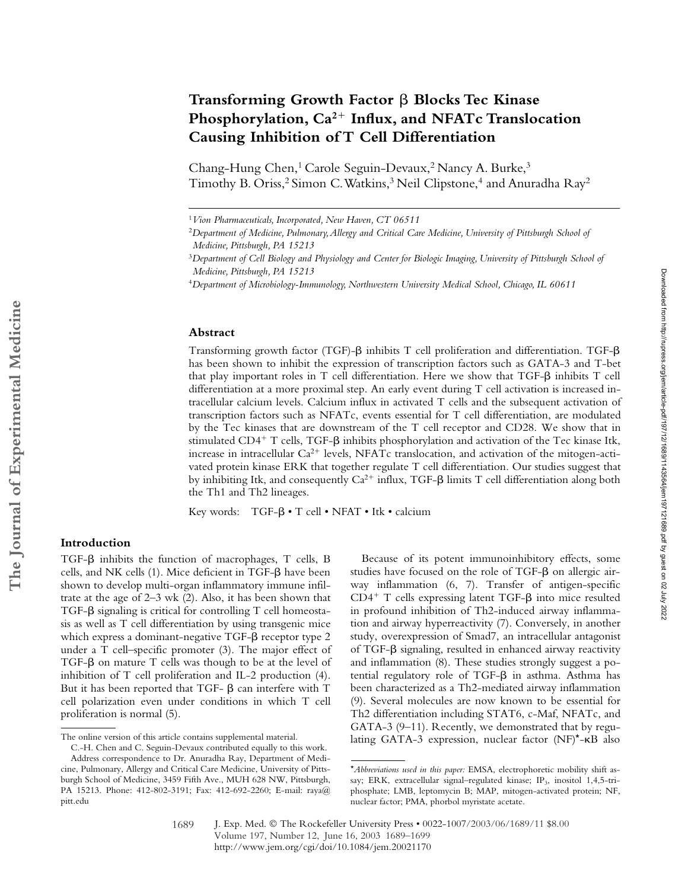# Transforming Growth Factor β Blocks Tec Kinase Phosphorylation, $Ca^{2+}$ Influx, and NFATc Translocation Causing Inhibition of T Cell Differentiation

Chang-Hung Chen,[1] Carole Seguin-Devaux,[2] Nancy A. Burke,[3] Timothy B. Oriss,[2] Simon C. Watkins,[3] Neil Clipstone,[4] and Anuradha Ray[2]

[1] *Vion Pharmaceuticals, Incorporated, New Haven, CT 06511*

[2] *Department of Medicine, Pulmonary, Allergy and Critical Care Medicine, University of Pittsburgh School of Medicine, Pittsburgh, PA 15213*

[3] *Department of Cell Biology and Physiology and Center for Biologic Imaging, University of Pittsburgh School of Medicine, Pittsburgh, PA 15213*

[4] *Department of Microbiology-Immunology, Northwestern University Medical School, Chicago, IL 60611*

## Abstract

Transforming growth factor (TGF)-β inhibits T cell proliferation and differentiation. TGF-β has been shown to inhibit the expression of transcription factors such as GATA-3 and T-bet that play important roles in T cell differentiation. Here we show that TGF-β inhibits T cell differentiation at a more proximal step. An early event during T cell activation is increased intracellular calcium levels. Calcium influx in activated T cells and the subsequent activation of transcription factors such as NFATc, events essential for T cell differentiation, are modulated by the Tec kinases that are downstream of the T cell receptor and CD28. We show that in stimulated $CD4^+$ T cells, TGF-β inhibits phosphorylation and activation of the Tec kinase Itk, increase in intracellular $Ca^{2+}$ levels, NFATc translocation, and activation of the mitogen-activated protein kinase ERK that together regulate T cell differentiation. Our studies suggest that by inhibiting Itk, and consequently $Ca^{2+}$ influx, TGF-β limits T cell differentiation along both the Th1 and Th2 lineages.

Key words: TGF-β • T cell • NFAT • Itk • calcium

## Introduction

TGF-β inhibits the function of macrophages, T cells, B cells, and NK cells (1). Mice deficient in TGF-β have been shown to develop multi-organ inflammatory immune infiltrate at the age of 2–3 wk (2). Also, it has been shown that TGF-β signaling is critical for controlling T cell homeostasis as well as T cell differentiation by using transgenic mice which express a dominant-negative TGF-β receptor type 2 under a T cell–specific promoter (3). The major effect of TGF-β on mature T cells was though to be at the level of inhibition of T cell proliferation and IL-2 production (4). But it has been reported that TGF- β can interfere with T cell polarization even under conditions in which T cell proliferation is normal (5).

Because of its potent immunoinhibitory effects, some studies have focused on the role of TGF-β on allergic airway inflammation (6, 7). Transfer of antigen-specific $CD4^+$ T cells expressing latent TGF-β into mice resulted in profound inhibition of Th2-induced airway inflammation and airway hyperreactivity (7). Conversely, in another study, overexpression of Smad7, an intracellular antagonist of TGF-β signaling, resulted in enhanced airway reactivity and inflammation (8). These studies strongly suggest a potential regulatory role of TGF-β in asthma. Asthma has been characterized as a Th2-mediated airway inflammation (9). Several molecules are now known to be essential for Th2 differentiation including STAT6, c-Maf, NFATc, and GATA-3 (9–11). Recently, we demonstrated that by regulating GATA-3 expression, nuclear factor (NF)*-κB also

The online version of this article contains supplemental material.

C.-H. Chen and C. Seguin-Devaux contributed equally to this work.

Address correspondence to Dr. Anuradha Ray, Department of Medicine, Pulmonary, Allergy and Critical Care Medicine, University of Pittsburgh School of Medicine, 3459 Fifth Ave., MUH 628 NW, Pittsburgh, PA 15213. Phone: 412-802-3191; Fax: 412-692-2260; E-mail: raya@pitt.edu

**Abbreviations used in this paper:* EMSA, electrophoretic mobility shift assay; ERK, extracellular signal–regulated kinase; $IP_3$, inositol 1,4,5-triphosphate; LMB, leptomycin B; MAP, mitogen-activated protein; NF, nuclear factor; PMA, phorbol myristate acetate.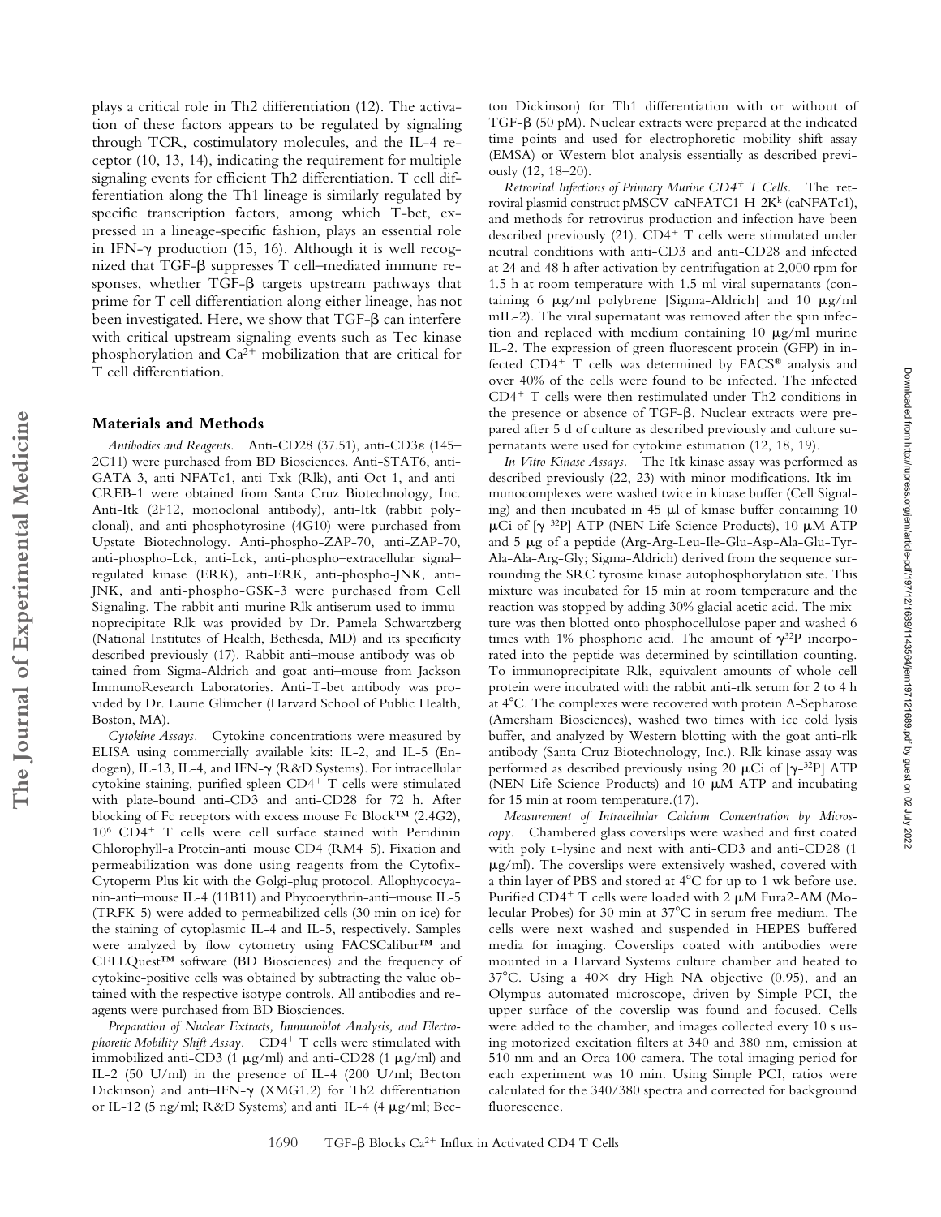plays a critical role in Th2 differentiation (12). The activation of these factors appears to be regulated by signaling through TCR, costimulatory molecules, and the IL-4 receptor (10, 13, 14), indicating the requirement for multiple signaling events for efficient Th2 differentiation. T cell differentiation along the Th1 lineage is similarly regulated by specific transcription factors, among which T-bet, expressed in a lineage-specific fashion, plays an essential role in IFN-γ production (15, 16). Although it is well recognized that TGF-β suppresses T cell–mediated immune responses, whether TGF-β targets upstream pathways that prime for T cell differentiation along either lineage, has not been investigated. Here, we show that TGF-β can interfere with critical upstream signaling events such as Tec kinase phosphorylation and $Ca^{2+}$ mobilization that are critical for T cell differentiation.

## Materials and Methods

*Antibodies and Reagents.* Anti-CD28 (37.51), anti-CD3ε (145–2C11) were purchased from BD Biosciences. Anti-STAT6, anti-GATA-3, anti-NFATc1, anti Txk (Rlk), anti-Oct-1, and anti-CREB-1 were obtained from Santa Cruz Biotechnology, Inc. Anti-Itk (2F12, monoclonal antibody), anti-Itk (rabbit polyclonal), and anti-phosphotyrosine (4G10) were purchased from Upstate Biotechnology. Anti-phospho-ZAP-70, anti-ZAP-70, anti-phospho-Lck, anti-Lck, anti-phospho–extracellular signal–regulated kinase (ERK), anti-ERK, anti-phospho-JNK, anti-JNK, and anti-phospho-GSK-3 were purchased from Cell Signaling. The rabbit anti-murine Rlk antiserum used to immunoprecipitate Rlk was provided by Dr. Pamela Schwartzberg (National Institutes of Health, Bethesda, MD) and its specificity described previously (17). Rabbit anti–mouse antibody was obtained from Sigma-Aldrich and goat anti–mouse from Jackson ImmunoResearch Laboratories. Anti-T-bet antibody was provided by Dr. Laurie Glimcher (Harvard School of Public Health, Boston, MA).

*Cytokine Assays.* Cytokine concentrations were measured by ELISA using commercially available kits: IL-2, and IL-5 (Endogen), IL-13, IL-4, and IFN-γ (R&D Systems). For intracellular cytokine staining, purified spleen $CD4^+$ T cells were stimulated with plate-bound anti-CD3 and anti-CD28 for 72 h. After blocking of Fc receptors with excess mouse Fc Block™ (2.4G2), $10^6$ $CD4^+$ T cells were cell surface stained with Peridinin Chlorophyll-a Protein-anti–mouse CD4 (RM4–5). Fixation and permeabilization was done using reagents from the Cytofix-Cytoperm Plus kit with the Golgi-plug protocol. Allophycocyanin-anti–mouse IL-4 (11B11) and Phycoerythrin-anti–mouse IL-5 (TRFK-5) were added to permeabilized cells (30 min on ice) for the staining of cytoplasmic IL-4 and IL-5, respectively. Samples were analyzed by flow cytometry using FACSCalibur™ and CELLQuest™ software (BD Biosciences) and the frequency of cytokine-positive cells was obtained by subtracting the value obtained with the respective isotype controls. All antibodies and reagents were purchased from BD Biosciences.

*Preparation of Nuclear Extracts, Immunoblot Analysis, and Electrophoretic Mobility Shift Assay.* $CD4^+$ T cells were stimulated with immobilized anti-CD3 (1 μg/ml) and anti-CD28 (1 μg/ml) and IL-2 (50 U/ml) in the presence of IL-4 (200 U/ml; Becton Dickinson) and anti–IFN-γ (XMG1.2) for Th2 differentiation or IL-12 (5 ng/ml; R&D Systems) and anti–IL-4 (4 μg/ml; Becton Dickinson) for Th1 differentiation with or without of TGF-β (50 pM). Nuclear extracts were prepared at the indicated time points and used for electrophoretic mobility shift assay (EMSA) or Western blot analysis essentially as described previously (12, 18–20).

*Retroviral Infections of Primary Murine $CD4^+$ T Cells.* The retroviral plasmid construct pMSCV-caNFATC1-H-2K$^k$ (caNFATc1), and methods for retrovirus production and infection have been described previously (21). $CD4^+$ T cells were stimulated under neutral conditions with anti-CD3 and anti-CD28 and infected at 24 and 48 h after activation by centrifugation at 2,000 rpm for 1.5 h at room temperature with 1.5 ml viral supernatants (containing 6 μg/ml polybrene [Sigma-Aldrich] and 10 μg/ml mIL-2). The viral supernatant was removed after the spin infection and replaced with medium containing 10 μg/ml murine IL-2. The expression of green fluorescent protein (GFP) in infected $CD4^+$ T cells was determined by FACS® analysis and over 40% of the cells were found to be infected. The infected $CD4^+$ T cells were then restimulated under Th2 conditions in the presence or absence of TGF-β. Nuclear extracts were prepared after 5 d of culture as described previously and culture supernatants were used for cytokine estimation (12, 18, 19).

*In Vitro Kinase Assays.* The Itk kinase assay was performed as described previously (22, 23) with minor modifications. Itk immunocomplexes were washed twice in kinase buffer (Cell Signaling) and then incubated in 45 μl of kinase buffer containing 10 μCi of [γ-$^{32}$P] ATP (NEN Life Science Products), 10 μM ATP and 5 μg of a peptide (Arg-Arg-Leu-Ile-Glu-Asp-Ala-Glu-Tyr-Ala-Ala-Arg-Gly; Sigma-Aldrich) derived from the sequence surrounding the SRC tyrosine kinase autophosphorylation site. This mixture was incubated for 15 min at room temperature and the reaction was stopped by adding 30% glacial acetic acid. The mixture was then blotted onto phosphocellulose paper and washed 6 times with 1% phosphoric acid. The amount of γ$^{32}$P incorporated into the peptide was determined by scintillation counting. To immunoprecipitate Rlk, equivalent amounts of whole cell protein were incubated with the rabbit anti-rlk serum for 2 to 4 h at 4°C. The complexes were recovered with protein A-Sepharose (Amersham Biosciences), washed two times with ice cold lysis buffer, and analyzed by Western blotting with the goat anti-rlk antibody (Santa Cruz Biotechnology, Inc.). Rlk kinase assay was performed as described previously using 20 μCi of [γ-$^{32}$P] ATP (NEN Life Science Products) and 10 μM ATP and incubating for 15 min at room temperature.(17).

*Measurement of Intracellular Calcium Concentration by Microscopy.* Chambered glass coverslips were washed and first coated with poly L-lysine and next with anti-CD3 and anti-CD28 (1 μg/ml). The coverslips were extensively washed, covered with a thin layer of PBS and stored at 4°C for up to 1 wk before use. Purified $CD4^+$ T cells were loaded with 2 μM Fura2-AM (Molecular Probes) for 30 min at 37°C in serum free medium. The cells were next washed and suspended in HEPES buffered media for imaging. Coverslips coated with antibodies were mounted in a Harvard Systems culture chamber and heated to 37°C. Using a 40× dry High NA objective (0.95), and an Olympus automated microscope, driven by Simple PCI, the upper surface of the coverslip was found and focused. Cells were added to the chamber, and images collected every 10 s using motorized excitation filters at 340 and 380 nm, emission at 510 nm and an Orca 100 camera. The total imaging period for each experiment was 10 min. Using Simple PCI, ratios were calculated for the 340/380 spectra and corrected for background fluorescence.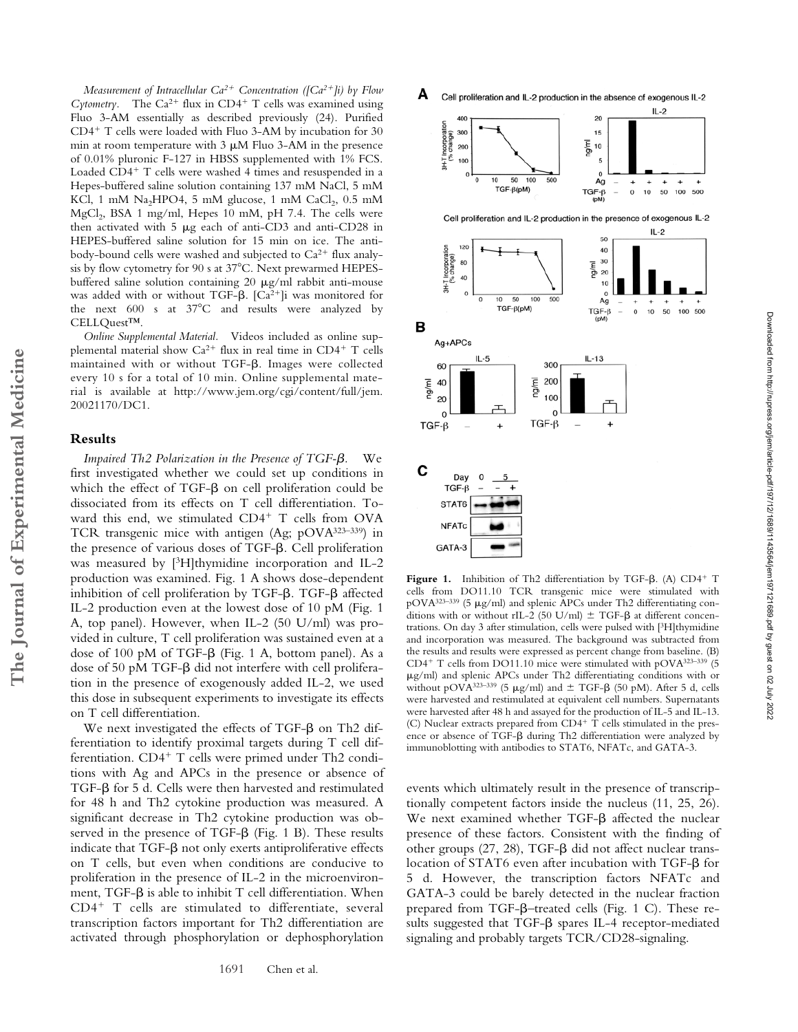*Measurement of Intracellular $Ca^{2+}$ Concentration ($[Ca^{2+}]i$) by Flow Cytometry.* The $Ca^{2+}$ flux in CD4+ T cells was examined using Fluo 3-AM essentially as described previously (24). Purified CD4+ T cells were loaded with Fluo 3-AM by incubation for 30 min at room temperature with 3 μM Fluo 3-AM in the presence of 0.01% pluronic F-127 in HBSS supplemented with 1% FCS. Loaded CD4+ T cells were washed 4 times and resuspended in a Hepes-buffered saline solution containing 137 mM NaCl, 5 mM KCl, 1 mM $Na_2HPO4$, 5 mM glucose, 1 mM $CaCl_2$, 0.5 mM $MgCl_2$, BSA 1 mg/ml, Hepes 10 mM, pH 7.4. The cells were then activated with 5 μg each of anti-CD3 and anti-CD28 in HEPES-buffered saline solution for 15 min on ice. The antibody-bound cells were washed and subjected to $Ca^{2+}$ flux analysis by flow cytometry for 90 s at 37°C. Next prewarmed HEPES-buffered saline solution containing 20 μg/ml rabbit anti-mouse was added with or without TGF-β. $[Ca^{2+}]i$ was monitored for the next 600 s at 37°C and results were analyzed by CELLQuest™.

*Online Supplemental Material.* Videos included as online supplemental material show $Ca^{2+}$ flux in real time in CD4+ T cells maintained with or without TGF-β. Images were collected every 10 s for a total of 10 min. Online supplemental material is available at http://www.jem.org/cgi/content/full/jem.20021170/DC1.

## Results

*Impaired Th2 Polarization in the Presence of TGF-β.* We first investigated whether we could set up conditions in which the effect of TGF-β on cell proliferation could be dissociated from its effects on T cell differentiation. Toward this end, we stimulated CD4+ T cells from OVA TCR transgenic mice with antigen (Ag; pOVA323–339) in the presence of various doses of TGF-β. Cell proliferation was measured by [3H]thymidine incorporation and IL-2 production was examined. Fig. 1 A shows dose-dependent inhibition of cell proliferation by TGF-β. TGF-β affected IL-2 production even at the lowest dose of 10 pM (Fig. 1 A, top panel). However, when IL-2 (50 U/ml) was provided in culture, T cell proliferation was sustained even at a dose of 100 pM of TGF-β (Fig. 1 A, bottom panel). As a dose of 50 pM TGF-β did not interfere with cell proliferation in the presence of exogenously added IL-2, we used this dose in subsequent experiments to investigate its effects on T cell differentiation.

We next investigated the effects of TGF-β on Th2 differentiation to identify proximal targets during T cell differentiation. CD4+ T cells were primed under Th2 conditions with Ag and APCs in the presence or absence of TGF-β for 5 d. Cells were then harvested and restimulated for 48 h and Th2 cytokine production was measured. A significant decrease in Th2 cytokine production was observed in the presence of TGF-β (Fig. 1 B). These results indicate that TGF-β not only exerts antiproliferative effects on T cells, but even when conditions are conducive to proliferation in the presence of IL-2 in the microenvironment, TGF-β is able to inhibit T cell differentiation. When CD4+ T cells are stimulated to differentiate, several transcription factors important for Th2 differentiation are activated through phosphorylation or dephosphorylation events which ultimately result in the presence of transcriptionally competent factors inside the nucleus (11, 25, 26). We next examined whether TGF-β affected the nuclear presence of these factors. Consistent with the finding of other groups (27, 28), TGF-β did not affect nuclear translocation of STAT6 even after incubation with TGF-β for 5 d. However, the transcription factors NFATc and GATA-3 could be barely detected in the nuclear fraction prepared from TGF-β–treated cells (Fig. 1 C). These results suggested that TGF-β spares IL-4 receptor-mediated signaling and probably targets TCR/CD28-signaling.

**Figure 1.** Inhibition of Th2 differentiation by TGF-β. (A) CD4+ T cells from DO11.10 TCR transgenic mice were stimulated with pOVA323–339 (5 μg/ml) and splenic APCs under Th2 differentiating conditions with or without rIL-2 (50 U/ml) ± TGF-β at different concentrations. On day 3 after stimulation, cells were pulsed with [3H]thymidine and incorporation was measured. The background was subtracted from the results and results were expressed as percent change from baseline. (B) CD4+ T cells from DO11.10 mice were stimulated with pOVA323–339 (5 μg/ml) and splenic APCs under Th2 differentiation conditions with or without pOVA323–339 (5 μg/ml) and ± TGF-β (50 pM). After 5 d, cells were harvested and restimulated at equivalent cell numbers. Supernatants were harvested after 48 h and assayed for the production of IL-5 and IL-13. (C) Nuclear extracts prepared from CD4+ T cells stimulated in the presence or absence of TGF-β during Th2 differentiation were analyzed by immunoblotting with antibodies to STAT6, NFATc, and GATA-3.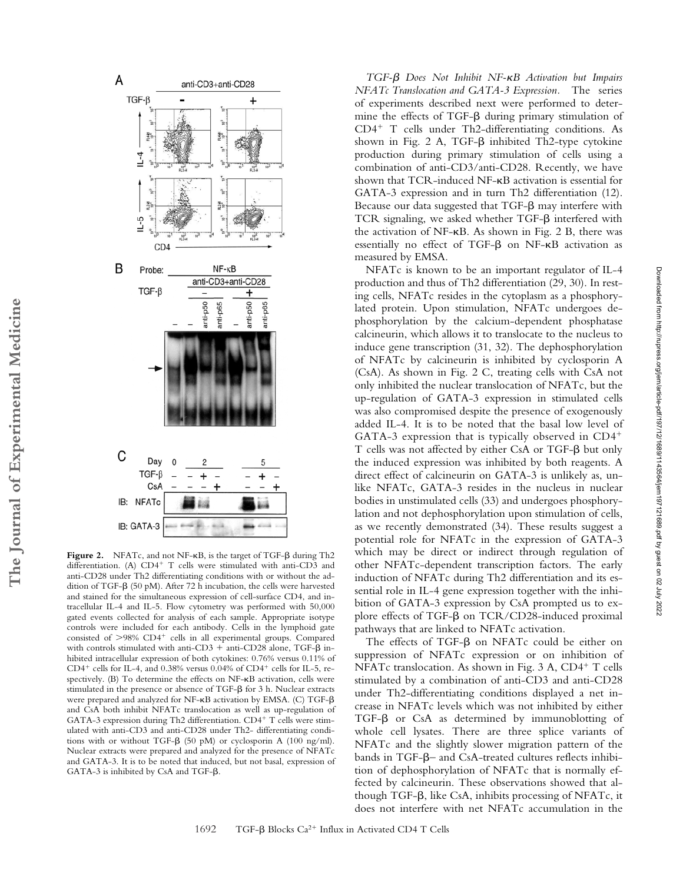**Figure 2.** NFATc, and not NF-κB, is the target of TGF-β during Th2 differentiation. (A) $CD4^+$ T cells were stimulated with anti-CD3 and anti-CD28 under Th2 differentiating conditions with or without the addition of TGF-β (50 pM). After 72 h incubation, the cells were harvested and stained for the simultaneous expression of cell-surface CD4, and intracellular IL-4 and IL-5. Flow cytometry was performed with 50,000 gated events collected for analysis of each sample. Appropriate isotype controls were included for each antibody. Cells in the lymphoid gate consisted of >98% $CD4^+$ cells in all experimental groups. Compared with controls stimulated with anti-CD3 + anti-CD28 alone, TGF-β inhibited intracellular expression of both cytokines: 0.76% versus 0.11% of $CD4^+$ cells for IL-4, and 0.38% versus 0.04% of $CD4^+$ cells for IL-5, respectively. (B) To determine the effects on NF-κB activation, cells were stimulated in the presence or absence of TGF-β for 3 h. Nuclear extracts were prepared and analyzed for NF-κB activation by EMSA. (C) TGF-β and CsA both inhibit NFATc translocation as well as up-regulation of GATA-3 expression during Th2 differentiation. $CD4^+$ T cells were stimulated with anti-CD3 and anti-CD28 under Th2- differentiating conditions with or without TGF-β (50 pM) or cyclosporin A (100 ng/ml). Nuclear extracts were prepared and analyzed for the presence of NFATc and GATA-3. It is to be noted that induced, but not basal, expression of GATA-3 is inhibited by CsA and TGF-β.

*TGF-β Does Not Inhibit NF-κB Activation but Impairs NFATc Translocation and GATA-3 Expression.* The series of experiments described next were performed to determine the effects of TGF-β during primary stimulation of $CD4^+$ T cells under Th2-differentiating conditions. As shown in Fig. 2 A, TGF-β inhibited Th2-type cytokine production during primary stimulation of cells using a combination of anti-CD3/anti-CD28. Recently, we have shown that TCR-induced NF-κB activation is essential for GATA-3 expression and in turn Th2 differentiation (12). Because our data suggested that TGF-β may interfere with TCR signaling, we asked whether TGF-β interfered with the activation of NF-κB. As shown in Fig. 2 B, there was essentially no effect of TGF-β on NF-κB activation as measured by EMSA.

NFATc is known to be an important regulator of IL-4 production and thus of Th2 differentiation (29, 30). In resting cells, NFATc resides in the cytoplasm as a phosphorylated protein. Upon stimulation, NFATc undergoes dephosphorylation by the calcium-dependent phosphatase calcineurin, which allows it to translocate to the nucleus to induce gene transcription (31, 32). The dephosphorylation of NFATc by calcineurin is inhibited by cyclosporin A (CsA). As shown in Fig. 2 C, treating cells with CsA not only inhibited the nuclear translocation of NFATc, but the up-regulation of GATA-3 expression in stimulated cells was also compromised despite the presence of exogenously added IL-4. It is to be noted that the basal low level of GATA-3 expression that is typically observed in $CD4^+$ T cells was not affected by either CsA or TGF-β but only the induced expression was inhibited by both reagents. A direct effect of calcineurin on GATA-3 is unlikely as, unlike NFATc, GATA-3 resides in the nucleus in nuclear bodies in unstimulated cells (33) and undergoes phosphorylation and not dephosphorylation upon stimulation of cells, as we recently demonstrated (34). These results suggest a potential role for NFATc in the expression of GATA-3 which may be direct or indirect through regulation of other NFATc-dependent transcription factors. The early induction of NFATc during Th2 differentiation and its essential role in IL-4 gene expression together with the inhibition of GATA-3 expression by CsA prompted us to explore effects of TGF-β on TCR/CD28-induced proximal pathways that are linked to NFATc activation.

The effects of TGF-β on NFATc could be either on suppression of NFATc expression or on inhibition of NFATc translocation. As shown in Fig. 3 A, $CD4^+$ T cells stimulated by a combination of anti-CD3 and anti-CD28 under Th2-differentiating conditions displayed a net increase in NFATc levels which was not inhibited by either TGF-β or CsA as determined by immunoblotting of whole cell lysates. There are three splice variants of NFATc and the slightly slower migration pattern of the bands in TGF-β– and CsA-treated cultures reflects inhibition of dephosphorylation of NFATc that is normally effected by calcineurin. These observations showed that although TGF-β, like CsA, inhibits processing of NFATc, it does not interfere with net NFATc accumulation in the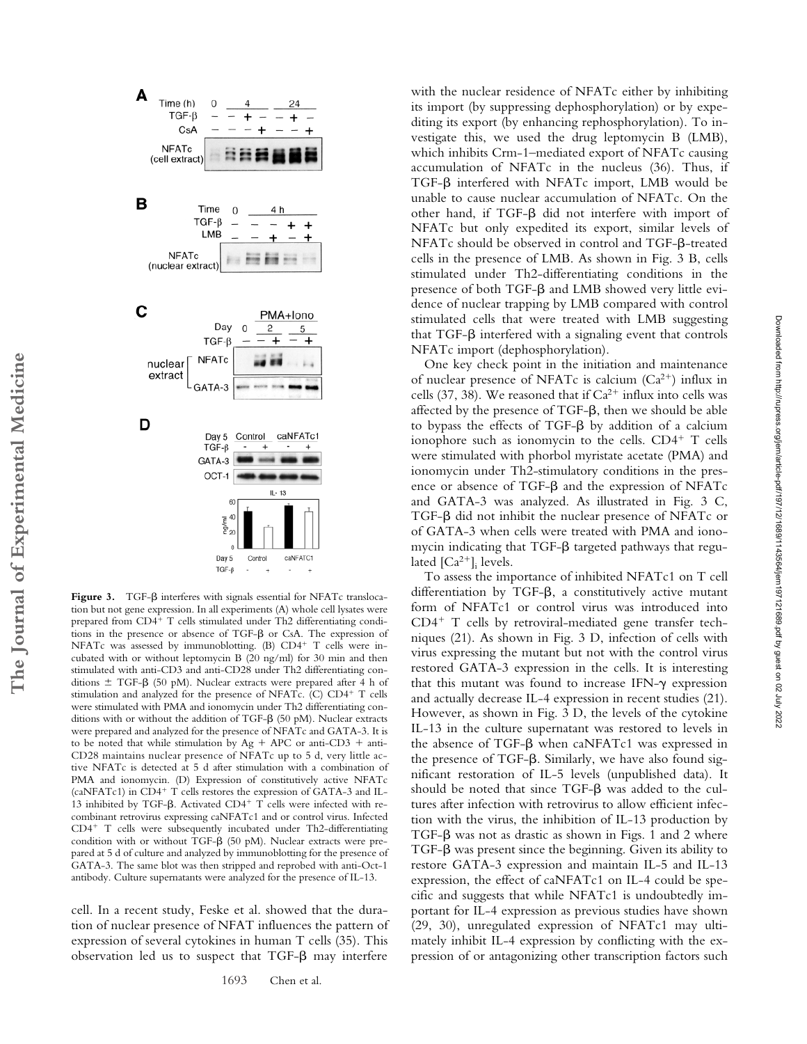**Figure 3.** TGF-β interferes with signals essential for NFATc translocation but not gene expression. In all experiments (A) whole cell lysates were prepared from $CD4^+$ T cells stimulated under Th2 differentiating conditions in the presence or absence of TGF-β or CsA. The expression of NFATc was assessed by immunoblotting. (B) $CD4^+$ T cells were incubated with or without leptomycin B (20 ng/ml) for 30 min and then stimulated with anti-CD3 and anti-CD28 under Th2 differentiating conditions ± TGF-β (50 pM). Nuclear extracts were prepared after 4 h of stimulation and analyzed for the presence of NFATc. (C) $CD4^+$ T cells were stimulated with PMA and ionomycin under Th2 differentiating conditions with or without the addition of TGF-β (50 pM). Nuclear extracts were prepared and analyzed for the presence of NFATc and GATA-3. It is to be noted that while stimulation by Ag + APC or anti-CD3 + anti-CD28 maintains nuclear presence of NFATc up to 5 d, very little active NFATc is detected at 5 d after stimulation with a combination of PMA and ionomycin. (D) Expression of constitutively active NFATc (caNFATc1) in $CD4^+$ T cells restores the expression of GATA-3 and IL-13 inhibited by TGF-β. Activated $CD4^+$ T cells were infected with recombinant retrovirus expressing caNFATc1 and or control virus. Infected $CD4^+$ T cells were subsequently incubated under Th2-differentiating condition with or without TGF-β (50 pM). Nuclear extracts were prepared at 5 d of culture and analyzed by immunoblotting for the presence of GATA-3. The same blot was then stripped and reprobed with anti-Oct-1 antibody. Culture supernatants were analyzed for the presence of IL-13.

cell. In a recent study, Feske et al. showed that the duration of nuclear presence of NFAT influences the pattern of expression of several cytokines in human T cells (35). This observation led us to suspect that TGF-β may interfere with the nuclear residence of NFATc either by inhibiting its import (by suppressing dephosphorylation) or by expediting its export (by enhancing rephosphorylation). To investigate this, we used the drug leptomycin B (LMB), which inhibits Crm-1–mediated export of NFATc causing accumulation of NFATc in the nucleus (36). Thus, if TGF-β interfered with NFATc import, LMB would be unable to cause nuclear accumulation of NFATc. On the other hand, if TGF-β did not interfere with import of NFATc but only expedited its export, similar levels of NFATc should be observed in control and TGF-β-treated cells in the presence of LMB. As shown in Fig. 3 B, cells stimulated under Th2-differentiating conditions in the presence of both TGF-β and LMB showed very little evidence of nuclear trapping by LMB compared with control stimulated cells that were treated with LMB suggesting that TGF-β interfered with a signaling event that controls NFATc import (dephosphorylation).

One key check point in the initiation and maintenance of nuclear presence of NFATc is calcium ($Ca^{2+}$) influx in cells (37, 38). We reasoned that if $Ca^{2+}$ influx into cells was affected by the presence of TGF-β, then we should be able to bypass the effects of TGF-β by addition of a calcium ionophore such as ionomycin to the cells. $CD4^+$ T cells were stimulated with phorbol myristate acetate (PMA) and ionomycin under Th2-stimulatory conditions in the presence or absence of TGF-β and the expression of NFATc and GATA-3 was analyzed. As illustrated in Fig. 3 C, TGF-β did not inhibit the nuclear presence of NFATc or of GATA-3 when cells were treated with PMA and ionomycin indicating that TGF-β targeted pathways that regulated $[Ca^{2+}]_i$ levels.

To assess the importance of inhibited NFATc1 on T cell differentiation by TGF-β, a constitutively active mutant form of NFATc1 or control virus was introduced into $CD4^+$ T cells by retroviral-mediated gene transfer techniques (21). As shown in Fig. 3 D, infection of cells with virus expressing the mutant but not with the control virus restored GATA-3 expression in the cells. It is interesting that this mutant was found to increase IFN-γ expression and actually decrease IL-4 expression in recent studies (21). However, as shown in Fig. 3 D, the levels of the cytokine IL-13 in the culture supernatant was restored to levels in the absence of TGF-β when caNFATc1 was expressed in the presence of TGF-β. Similarly, we have also found significant restoration of IL-5 levels (unpublished data). It should be noted that since TGF-β was added to the cultures after infection with retrovirus to allow efficient infection with the virus, the inhibition of IL-13 production by TGF-β was not as drastic as shown in Figs. 1 and 2 where TGF-β was present since the beginning. Given its ability to restore GATA-3 expression and maintain IL-5 and IL-13 expression, the effect of caNFATc1 on IL-4 could be specific and suggests that while NFATc1 is undoubtedly important for IL-4 expression as previous studies have shown (29, 30), unregulated expression of NFATc1 may ultimately inhibit IL-4 expression by conflicting with the expression of or antagonizing other transcription factors such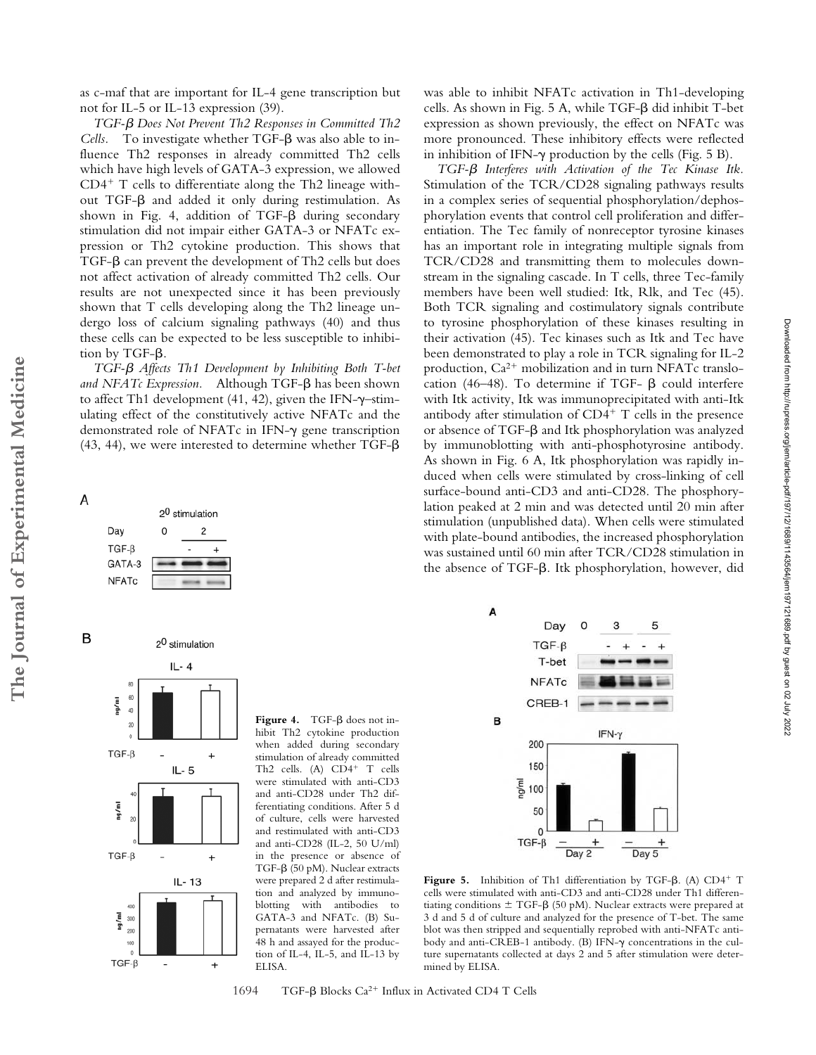as c-maf that are important for IL-4 gene transcription but not for IL-5 or IL-13 expression (39).

*TGF-β Does Not Prevent Th2 Responses in Committed Th2 Cells.* To investigate whether TGF-β was also able to influence Th2 responses in already committed Th2 cells which have high levels of GATA-3 expression, we allowed $CD4^+$ T cells to differentiate along the Th2 lineage without TGF-β and added it only during restimulation. As shown in Fig. 4, addition of TGF-β during secondary stimulation did not impair either GATA-3 or NFATc expression or Th2 cytokine production. This shows that TGF-β can prevent the development of Th2 cells but does not affect activation of already committed Th2 cells. Our results are not unexpected since it has been previously shown that T cells developing along the Th2 lineage undergo loss of calcium signaling pathways (40) and thus these cells can be expected to be less susceptible to inhibition by TGF-β.

*TGF-β Affects Th1 Development by Inhibiting Both T-bet and NFATc Expression.* Although TGF-β has been shown to affect Th1 development (41, 42), given the IFN-γ–stimulating effect of the constitutively active NFATc and the demonstrated role of NFATc in IFN-γ gene transcription (43, 44), we were interested to determine whether TGF-β was able to inhibit NFATc activation in Th1-developing cells. As shown in Fig. 5 A, while TGF-β did inhibit T-bet expression as shown previously, the effect on NFATc was more pronounced. These inhibitory effects were reflected in inhibition of IFN-γ production by the cells (Fig. 5 B).

*TGF-β Interferes with Activation of the Tec Kinase Itk.* Stimulation of the TCR/CD28 signaling pathways results in a complex series of sequential phosphorylation/dephosphorylation events that control cell proliferation and differentiation. The Tec family of nonreceptor tyrosine kinases has an important role in integrating multiple signals from TCR/CD28 and transmitting them to molecules downstream in the signaling cascade. In T cells, three Tec-family members have been well studied: Itk, Rlk, and Tec (45). Both TCR signaling and costimulatory signals contribute to tyrosine phosphorylation of these kinases resulting in their activation (45). Tec kinases such as Itk and Tec have been demonstrated to play a role in TCR signaling for IL-2 production, $Ca^{2+}$ mobilization and in turn NFATc translocation (46–48). To determine if TGF- β could interfere with Itk activity, Itk was immunoprecipitated with anti-Itk antibody after stimulation of $CD4^+$ T cells in the presence or absence of TGF-β and Itk phosphorylation was analyzed by immunoblotting with anti-phosphotyrosine antibody. As shown in Fig. 6 A, Itk phosphorylation was rapidly induced when cells were stimulated by cross-linking of cell surface-bound anti-CD3 and anti-CD28. The phosphorylation peaked at 2 min and was detected until 20 min after stimulation (unpublished data). When cells were stimulated with plate-bound antibodies, the increased phosphorylation was sustained until 60 min after TCR/CD28 stimulation in the absence of TGF-β. Itk phosphorylation, however, did

**Figure 4.** TGF-β does not inhibit Th2 cytokine production when added during secondary stimulation of already committed Th2 cells. (A) $CD4^+$ T cells were stimulated with anti-CD3 and anti-CD28 under Th2 differentiating conditions. After 5 d of culture, cells were harvested and restimulated with anti-CD3 and anti-CD28 (IL-2, 50 U/ml) in the presence or absence of TGF-β (50 pM). Nuclear extracts were prepared 2 d after restimulation and analyzed by immunoblotting with antibodies to GATA-3 and NFATc. (B) Supernatants were harvested after 48 h and assayed for the production of IL-4, IL-5, and IL-13 by ELISA.

**Figure 5.** Inhibition of Th1 differentiation by TGF-β. (A) $CD4^+$ T cells were stimulated with anti-CD3 and anti-CD28 under Th1 differentiating conditions ± TGF-β (50 pM). Nuclear extracts were prepared at 3 d and 5 d of culture and analyzed for the presence of T-bet. The same blot was then stripped and sequentially reprobed with anti-NFATc antibody and anti-CREB-1 antibody. (B) IFN-γ concentrations in the culture supernatants collected at days 2 and 5 after stimulation were determined by ELISA.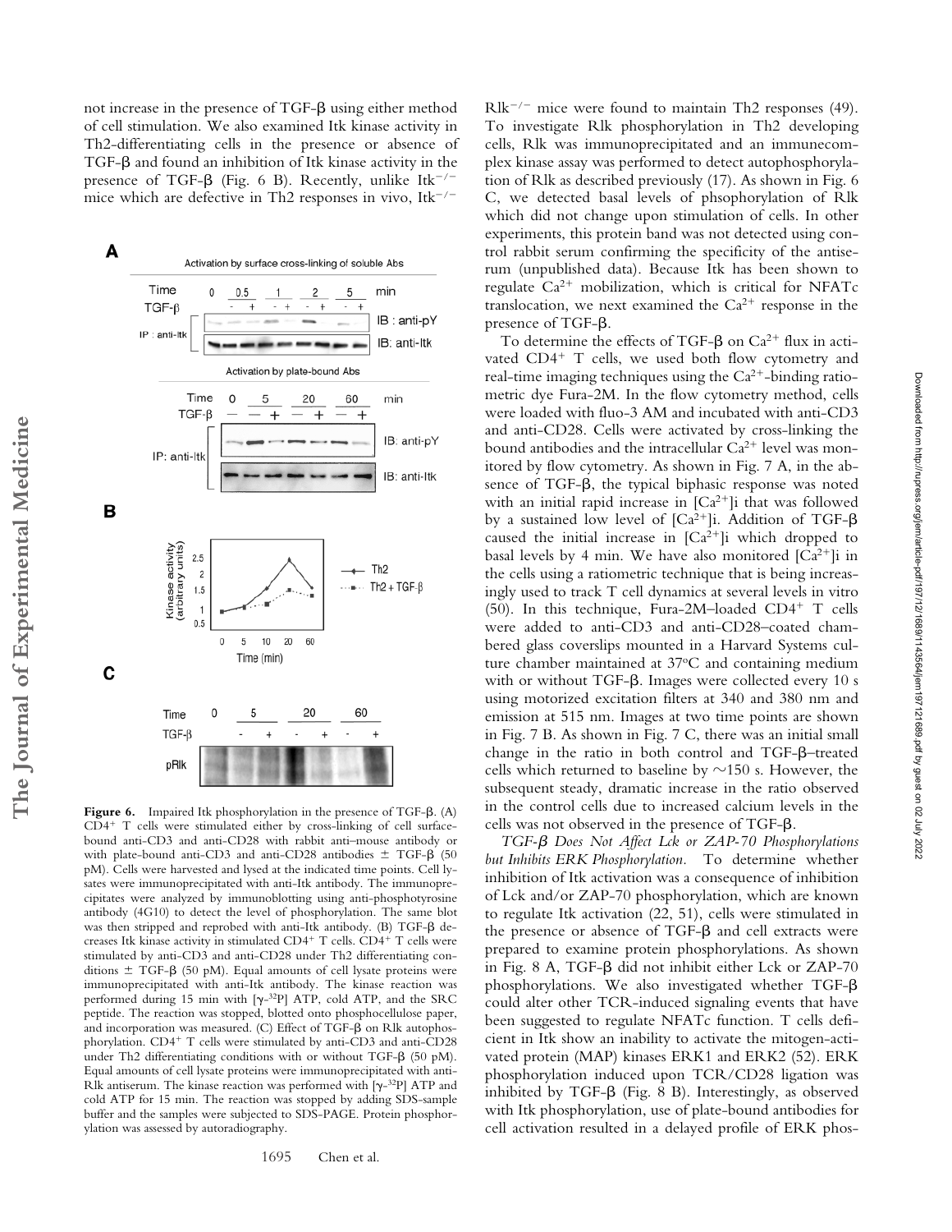not increase in the presence of TGF-β using either method of cell stimulation. We also examined Itk kinase activity in Th2-differentiating cells in the presence or absence of TGF-β and found an inhibition of Itk kinase activity in the presence of TGF-β (Fig. 6 B). Recently, unlike $Itk^{-/-}$ mice which are defective in Th2 responses in vivo, $Itk^{-/-}$ $Rlk^{-/-}$ mice were found to maintain Th2 responses (49). To investigate Rlk phosphorylation in Th2 developing cells, Rlk was immunoprecipitated and an immunecomplex kinase assay was performed to detect autophosphorylation of Rlk as described previously (17). As shown in Fig. 6 C, we detected basal levels of phsophorylation of Rlk which did not change upon stimulation of cells. In other experiments, this protein band was not detected using control rabbit serum confirming the specificity of the antiserum (unpublished data). Because Itk has been shown to regulate $Ca^{2+}$ mobilization, which is critical for NFATc translocation, we next examined the $Ca^{2+}$ response in the presence of TGF-β.

**Figure 6.** Impaired Itk phosphorylation in the presence of TGF-β. (A) $CD4^+$ T cells were stimulated either by cross-linking of cell surface-bound anti-CD3 and anti-CD28 with rabbit anti–mouse antibody or with plate-bound anti-CD3 and anti-CD28 antibodies ± TGF-β (50 pM). Cells were harvested and lysed at the indicated time points. Cell lysates were immunoprecipitated with anti-Itk antibody. The immunoprecipitates were analyzed by immunoblotting using anti-phosphotyrosine antibody (4G10) to detect the level of phosphorylation. The same blot was then stripped and reprobed with anti-Itk antibody. (B) TGF-β decreases Itk kinase activity in stimulated $CD4^+$ T cells. $CD4^+$ T cells were stimulated by anti-CD3 and anti-CD28 under Th2 differentiating conditions ± TGF-β (50 pM). Equal amounts of cell lysate proteins were immunoprecipitated with anti-Itk antibody. The kinase reaction was performed during 15 min with [γ-$^{32}$P] ATP, cold ATP, and the SRC peptide. The reaction was stopped, blotted onto phosphocellulose paper, and incorporation was measured. (C) Effect of TGF-β on Rlk autophosphorylation. $CD4^+$ T cells were stimulated by anti-CD3 and anti-CD28 under Th2 differentiating conditions with or without TGF-β (50 pM). Equal amounts of cell lysate proteins were immunoprecipitated with anti-Rlk antiserum. The kinase reaction was performed with [γ-$^{32}$P] ATP and cold ATP for 15 min. The reaction was stopped by adding SDS-sample buffer and the samples were subjected to SDS-PAGE. Protein phosphorylation was assessed by autoradiography.

To determine the effects of TGF-β on $Ca^{2+}$ flux in activated $CD4^+$ T cells, we used both flow cytometry and real-time imaging techniques using the $Ca^{2+}$-binding ratiometric dye Fura-2M. In the flow cytometry method, cells were loaded with fluo-3 AM and incubated with anti-CD3 and anti-CD28. Cells were activated by cross-linking the bound antibodies and the intracellular $Ca^{2+}$ level was monitored by flow cytometry. As shown in Fig. 7 A, in the absence of TGF-β, the typical biphasic response was noted with an initial rapid increase in $[Ca^{2+}]i$ that was followed by a sustained low level of $[Ca^{2+}]i$. Addition of TGF-β caused the initial increase in $[Ca^{2+}]i$ which dropped to basal levels by 4 min. We have also monitored $[Ca^{2+}]i$ in the cells using a ratiometric technique that is being increasingly used to track T cell dynamics at several levels in vitro (50). In this technique, Fura-2M–loaded $CD4^+$ T cells were added to anti-CD3 and anti-CD28–coated chambered glass coverslips mounted in a Harvard Systems culture chamber maintained at 37°C and containing medium with or without TGF-β. Images were collected every 10 s using motorized excitation filters at 340 and 380 nm and emission at 515 nm. Images at two time points are shown in Fig. 7 B. As shown in Fig. 7 C, there was an initial small change in the ratio in both control and TGF-β–treated cells which returned to baseline by ~150 s. However, the subsequent steady, dramatic increase in the ratio observed in the control cells due to increased calcium levels in the cells was not observed in the presence of TGF-β.

*TGF-β Does Not Affect Lck or ZAP-70 Phosphorylations but Inhibits ERK Phosphorylation.* To determine whether inhibition of Itk activation was a consequence of inhibition of Lck and/or ZAP-70 phosphorylation, which are known to regulate Itk activation (22, 51), cells were stimulated in the presence or absence of TGF-β and cell extracts were prepared to examine protein phosphorylations. As shown in Fig. 8 A, TGF-β did not inhibit either Lck or ZAP-70 phosphorylations. We also investigated whether TGF-β could alter other TCR-induced signaling events that have been suggested to regulate NFATc function. T cells deficient in Itk show an inability to activate the mitogen-activated protein (MAP) kinases ERK1 and ERK2 (52). ERK phosphorylation induced upon TCR/CD28 ligation was inhibited by TGF-β (Fig. 8 B). Interestingly, as observed with Itk phosphorylation, use of plate-bound antibodies for cell activation resulted in a delayed profile of ERK phos-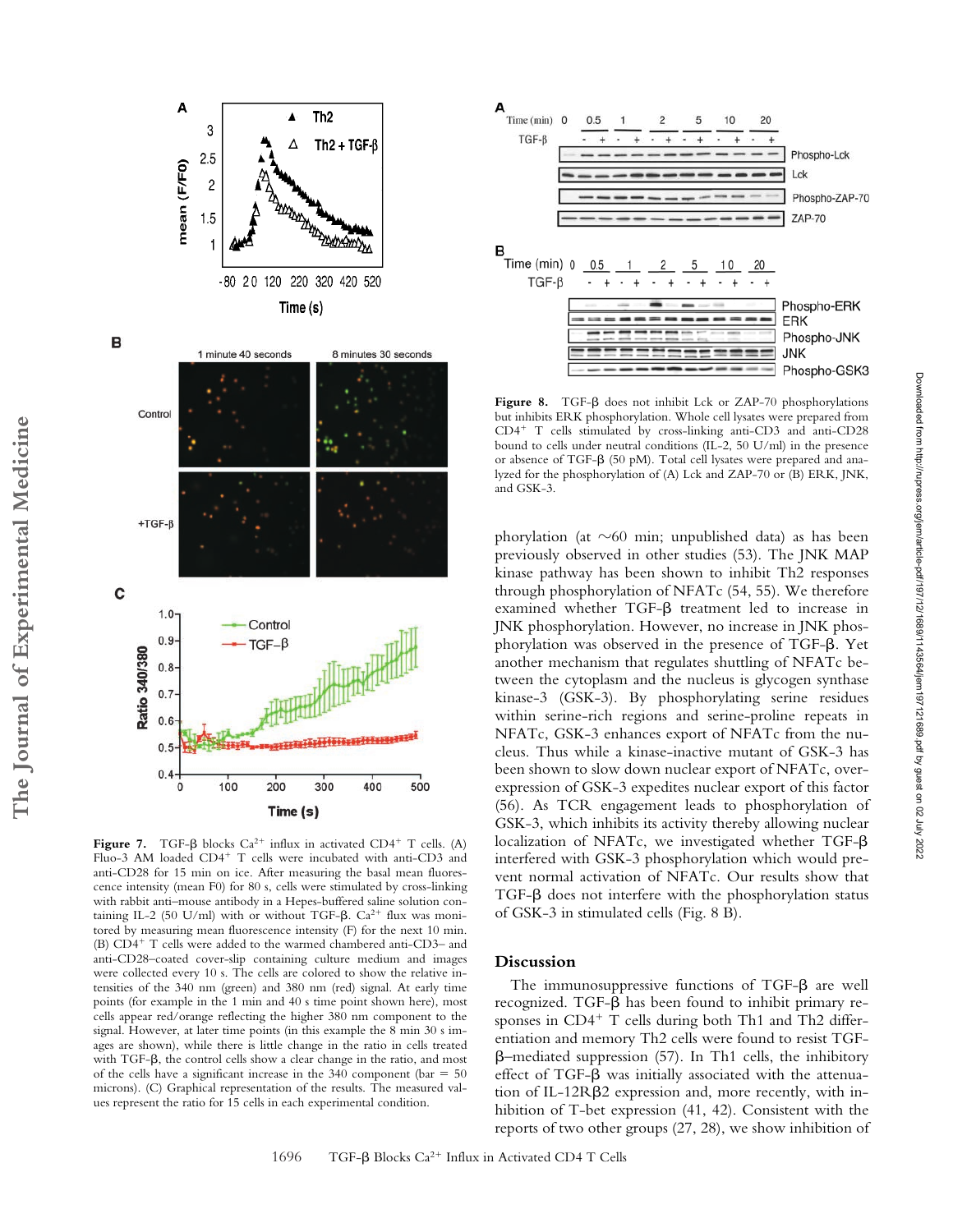**Figure 7.** TGF-β blocks $Ca^{2+}$ influx in activated $CD4^+$ T cells. (A) Fluo-3 AM loaded $CD4^+$ T cells were incubated with anti-CD3 and anti-CD28 for 15 min on ice. After measuring the basal mean fluorescence intensity (mean F0) for 80 s, cells were stimulated by cross-linking with rabbit anti–mouse antibody in a Hepes-buffered saline solution containing IL-2 (50 U/ml) with or without TGF-β. $Ca^{2+}$ flux was monitored by measuring mean fluorescence intensity (F) for the next 10 min. (B) $CD4^+$ T cells were added to the warmed chambered anti-CD3– and anti-CD28–coated cover-slip containing culture medium and images were collected every 10 s. The cells are colored to show the relative intensities of the 340 nm (green) and 380 nm (red) signal. At early time points (for example in the 1 min and 40 s time point shown here), most cells appear red/orange reflecting the higher 380 nm component to the signal. However, at later time points (in this example the 8 min 30 s images are shown), while there is little change in the ratio in cells treated with TGF-β, the control cells show a clear change in the ratio, and most of the cells have a significant increase in the 340 component (bar = 50 microns). (C) Graphical representation of the results. The measured values represent the ratio for 15 cells in each experimental condition.

**Figure 8.** TGF-β does not inhibit Lck or ZAP-70 phosphorylations but inhibits ERK phosphorylation. Whole cell lysates were prepared from $CD4^+$ T cells stimulated by cross-linking anti-CD3 and anti-CD28 bound to cells under neutral conditions (IL-2, 50 U/ml) in the presence or absence of TGF-β (50 pM). Total cell lysates were prepared and analyzed for the phosphorylation of (A) Lck and ZAP-70 or (B) ERK, JNK, and GSK-3.

phorylation (at ~60 min; unpublished data) as has been previously observed in other studies (53). The JNK MAP kinase pathway has been shown to inhibit Th2 responses through phosphorylation of NFATc (54, 55). We therefore examined whether TGF-β treatment led to increase in JNK phosphorylation. However, no increase in JNK phosphorylation was observed in the presence of TGF-β. Yet another mechanism that regulates shuttling of NFATc between the cytoplasm and the nucleus is glycogen synthase kinase-3 (GSK-3). By phosphorylating serine residues within serine-rich regions and serine-proline repeats in NFATc, GSK-3 enhances export of NFATc from the nucleus. Thus while a kinase-inactive mutant of GSK-3 has been shown to slow down nuclear export of NFATc, overexpression of GSK-3 expedites nuclear export of this factor (56). As TCR engagement leads to phosphorylation of GSK-3, which inhibits its activity thereby allowing nuclear localization of NFATc, we investigated whether TGF-β interfered with GSK-3 phosphorylation which would prevent normal activation of NFATc. Our results show that TGF-β does not interfere with the phosphorylation status of GSK-3 in stimulated cells (Fig. 8 B).

## Discussion

The immunosuppressive functions of TGF-β are well recognized. TGF-β has been found to inhibit primary responses in $CD4^+$ T cells during both Th1 and Th2 differentiation and memory Th2 cells were found to resist TGF-β–mediated suppression (57). In Th1 cells, the inhibitory effect of TGF-β was initially associated with the attenuation of IL-12Rβ2 expression and, more recently, with inhibition of T-bet expression (41, 42). Consistent with the reports of two other groups (27, 28), we show inhibition of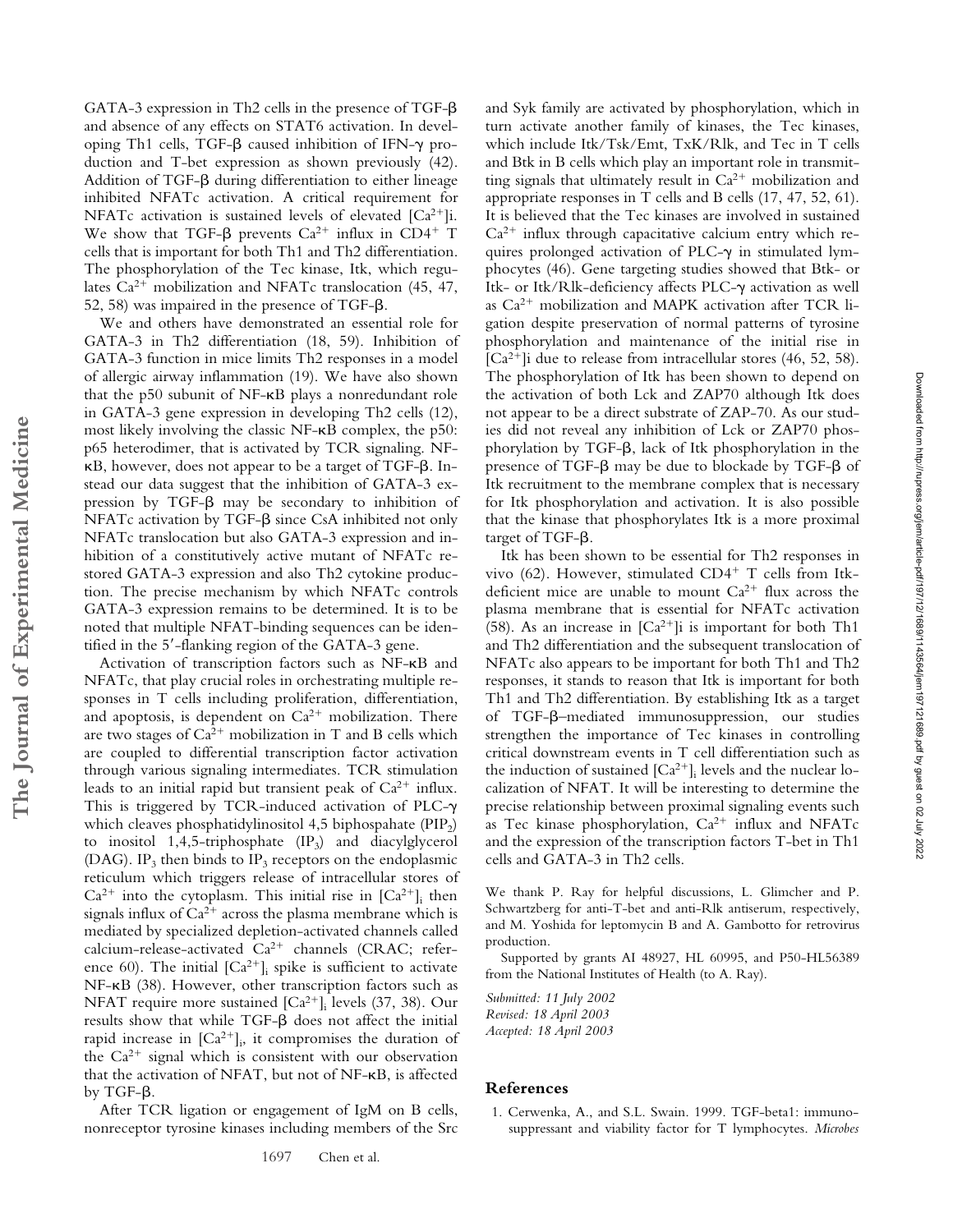GATA-3 expression in Th2 cells in the presence of TGF-β and absence of any effects on STAT6 activation. In developing Th1 cells, TGF-β caused inhibition of IFN-γ production and T-bet expression as shown previously (42). Addition of TGF-β during differentiation to either lineage inhibited NFATc activation. A critical requirement for NFATc activation is sustained levels of elevated $[Ca^{2+}]$i. We show that TGF-β prevents $Ca^{2+}$ influx in $CD4^+$ T cells that is important for both Th1 and Th2 differentiation. The phosphorylation of the Tec kinase, Itk, which regulates $Ca^{2+}$ mobilization and NFATc translocation (45, 47, 52, 58) was impaired in the presence of TGF-β.

We and others have demonstrated an essential role for GATA-3 in Th2 differentiation (18, 59). Inhibition of GATA-3 function in mice limits Th2 responses in a model of allergic airway inflammation (19). We have also shown that the p50 subunit of NF-κB plays a nonredundant role in GATA-3 gene expression in developing Th2 cells (12), most likely involving the classic NF-κB complex, the p50:p65 heterodimer, that is activated by TCR signaling. NF-κB, however, does not appear to be a target of TGF-β. Instead our data suggest that the inhibition of GATA-3 expression by TGF-β may be secondary to inhibition of NFATc activation by TGF-β since CsA inhibited not only NFATc translocation but also GATA-3 expression and inhibition of a constitutively active mutant of NFATc restored GATA-3 expression and also Th2 cytokine production. The precise mechanism by which NFATc controls GATA-3 expression remains to be determined. It is to be noted that multiple NFAT-binding sequences can be identified in the 5′-flanking region of the GATA-3 gene.

Activation of transcription factors such as NF-κB and NFATc, that play crucial roles in orchestrating multiple responses in T cells including proliferation, differentiation, and apoptosis, is dependent on $Ca^{2+}$ mobilization. There are two stages of $Ca^{2+}$ mobilization in T and B cells which are coupled to differential transcription factor activation through various signaling intermediates. TCR stimulation leads to an initial rapid but transient peak of $Ca^{2+}$ influx. This is triggered by TCR-induced activation of PLC-γ which cleaves phosphatidylinositol 4,5 biphospahate ($PIP_2$) to inositol 1,4,5-triphosphate ($IP_3$) and diacylglycerol (DAG). $IP_3$ then binds to $IP_3$ receptors on the endoplasmic reticulum which triggers release of intracellular stores of $Ca^{2+}$ into the cytoplasm. This initial rise in $[Ca^{2+}]_i$ then signals influx of $Ca^{2+}$ across the plasma membrane which is mediated by specialized depletion-activated channels called calcium-release-activated $Ca^{2+}$ channels (CRAC; reference 60). The initial $[Ca^{2+}]_i$ spike is sufficient to activate NF-κB (38). However, other transcription factors such as NFAT require more sustained $[Ca^{2+}]_i$ levels (37, 38). Our results show that while TGF-β does not affect the initial rapid increase in $[Ca^{2+}]_i$, it compromises the duration of the $Ca^{2+}$ signal which is consistent with our observation that the activation of NFAT, but not of NF-κB, is affected by TGF-β.

After TCR ligation or engagement of IgM on B cells, nonreceptor tyrosine kinases including members of the Src and Syk family are activated by phosphorylation, which in turn activate another family of kinases, the Tec kinases, which include Itk/Tsk/Emt, TxK/Rlk, and Tec in T cells and Btk in B cells which play an important role in transmitting signals that ultimately result in $Ca^{2+}$ mobilization and appropriate responses in T cells and B cells (17, 47, 52, 61). It is believed that the Tec kinases are involved in sustained $Ca^{2+}$ influx through capacitative calcium entry which requires prolonged activation of PLC-γ in stimulated lymphocytes (46). Gene targeting studies showed that Btk- or Itk- or Itk/Rlk-deficiency affects PLC-γ activation as well as $Ca^{2+}$ mobilization and MAPK activation after TCR ligation despite preservation of normal patterns of tyrosine phosphorylation and maintenance of the initial rise in $[Ca^{2+}]$i due to release from intracellular stores (46, 52, 58). The phosphorylation of Itk has been shown to depend on the activation of both Lck and ZAP70 although Itk does not appear to be a direct substrate of ZAP-70. As our studies did not reveal any inhibition of Lck or ZAP70 phosphorylation by TGF-β, lack of Itk phosphorylation in the presence of TGF-β may be due to blockade by TGF-β of Itk recruitment to the membrane complex that is necessary for Itk phosphorylation and activation. It is also possible that the kinase that phosphorylates Itk is a more proximal target of TGF-β.

Itk has been shown to be essential for Th2 responses in vivo (62). However, stimulated $CD4^+$ T cells from Itk-deficient mice are unable to mount $Ca^{2+}$ flux across the plasma membrane that is essential for NFATc activation (58). As an increase in $[Ca^{2+}]$i is important for both Th1 and Th2 differentiation and the subsequent translocation of NFATc also appears to be important for both Th1 and Th2 responses, it stands to reason that Itk is important for both Th1 and Th2 differentiation. By establishing Itk as a target of TGF-β–mediated immunosuppression, our studies strengthen the importance of Tec kinases in controlling critical downstream events in T cell differentiation such as the induction of sustained $[Ca^{2+}]_i$ levels and the nuclear localization of NFAT. It will be interesting to determine the precise relationship between proximal signaling events such as Tec kinase phosphorylation, $Ca^{2+}$ influx and NFATc and the expression of the transcription factors T-bet in Th1 cells and GATA-3 in Th2 cells.

We thank P. Ray for helpful discussions, L. Glimcher and P. Schwartzberg for anti-T-bet and anti-Rlk antiserum, respectively, and M. Yoshida for leptomycin B and A. Gambotto for retrovirus production.

Supported by grants AI 48927, HL 60995, and P50-HL56389 from the National Institutes of Health (to A. Ray).

*Submitted: 11 July 2002*
*Revised: 18 April 2003*
*Accepted: 18 April 2003*

## References

1. Cerwenka, A., and S.L. Swain. 1999. TGF-beta1: immunosuppressant and viability factor for T lymphocytes. *Microbes*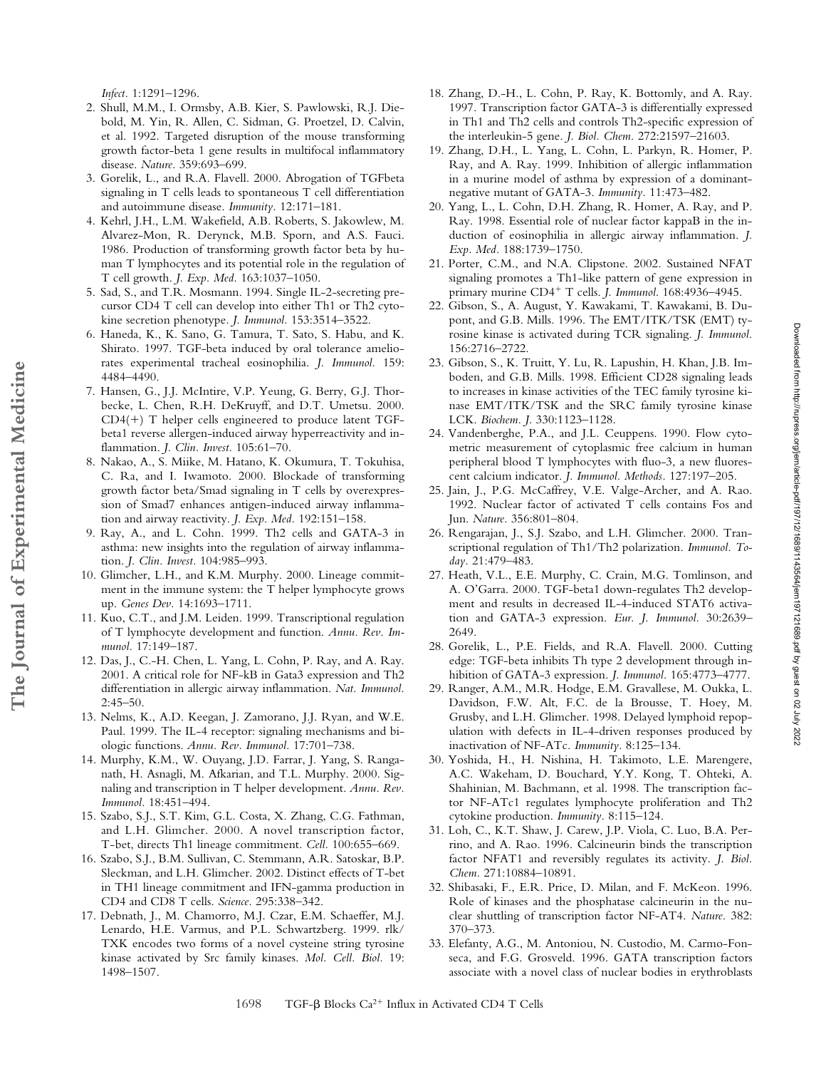*Infect.* 1:1291–1296.

2. Shull, M.M., I. Ormsby, A.B. Kier, S. Pawlowski, R.J. Diebold, M. Yin, R. Allen, C. Sidman, G. Proetzel, D. Calvin, et al. 1992. Targeted disruption of the mouse transforming growth factor-beta 1 gene results in multifocal inflammatory disease. *Nature.* 359:693–699.
3. Gorelik, L., and R.A. Flavell. 2000. Abrogation of TGFbeta signaling in T cells leads to spontaneous T cell differentiation and autoimmune disease. *Immunity.* 12:171–181.
4. Kehrl, J.H., L.M. Wakefield, A.B. Roberts, S. Jakowlew, M. Alvarez-Mon, R. Derynck, M.B. Sporn, and A.S. Fauci. 1986. Production of transforming growth factor beta by human T lymphocytes and its potential role in the regulation of T cell growth. *J. Exp. Med.* 163:1037–1050.
5. Sad, S., and T.R. Mosmann. 1994. Single IL-2-secreting precursor CD4 T cell can develop into either Th1 or Th2 cytokine secretion phenotype. *J. Immunol.* 153:3514–3522.
6. Haneda, K., K. Sano, G. Tamura, T. Sato, S. Habu, and K. Shirato. 1997. TGF-beta induced by oral tolerance ameliorates experimental tracheal eosinophilia. *J. Immunol.* 159: 4484–4490.
7. Hansen, G., J.J. McIntire, V.P. Yeung, G. Berry, G.J. Thorbecke, L. Chen, R.H. DeKruyff, and D.T. Umetsu. 2000. CD4(+) T helper cells engineered to produce latent TGF-beta1 reverse allergen-induced airway hyperreactivity and inflammation. *J. Clin. Invest.* 105:61–70.
8. Nakao, A., S. Miike, M. Hatano, K. Okumura, T. Tokuhisa, C. Ra, and I. Iwamoto. 2000. Blockade of transforming growth factor beta/Smad signaling in T cells by overexpression of Smad7 enhances antigen-induced airway inflammation and airway reactivity. *J. Exp. Med.* 192:151–158.
9. Ray, A., and L. Cohn. 1999. Th2 cells and GATA-3 in asthma: new insights into the regulation of airway inflammation. *J. Clin. Invest.* 104:985–993.
10. Glimcher, L.H., and K.M. Murphy. 2000. Lineage commitment in the immune system: the T helper lymphocyte grows up. *Genes Dev.* 14:1693–1711.
11. Kuo, C.T., and J.M. Leiden. 1999. Transcriptional regulation of T lymphocyte development and function. *Annu. Rev. Immunol.* 17:149–187.
12. Das, J., C.-H. Chen, L. Yang, L. Cohn, P. Ray, and A. Ray. 2001. A critical role for NF-kB in Gata3 expression and Th2 differentiation in allergic airway inflammation. *Nat. Immunol.* 2:45–50.
13. Nelms, K., A.D. Keegan, J. Zamorano, J.J. Ryan, and W.E. Paul. 1999. The IL-4 receptor: signaling mechanisms and biologic functions. *Annu. Rev. Immunol.* 17:701–738.
14. Murphy, K.M., W. Ouyang, J.D. Farrar, J. Yang, S. Ranganath, H. Asnagli, M. Afkarian, and T.L. Murphy. 2000. Signaling and transcription in T helper development. *Annu. Rev. Immunol.* 18:451–494.
15. Szabo, S.J., S.T. Kim, G.L. Costa, X. Zhang, C.G. Fathman, and L.H. Glimcher. 2000. A novel transcription factor, T-bet, directs Th1 lineage commitment. *Cell.* 100:655–669.
16. Szabo, S.J., B.M. Sullivan, C. Stemmann, A.R. Satoskar, B.P. Sleckman, and L.H. Glimcher. 2002. Distinct effects of T-bet in TH1 lineage commitment and IFN-gamma production in CD4 and CD8 T cells. *Science.* 295:338–342.
17. Debnath, J., M. Chamorro, M.J. Czar, E.M. Schaeffer, M.J. Lenardo, H.E. Varmus, and P.L. Schwartzberg. 1999. rlk/TXK encodes two forms of a novel cysteine string tyrosine kinase activated by Src family kinases. *Mol. Cell. Biol.* 19: 1498–1507.
18. Zhang, D.-H., L. Cohn, P. Ray, K. Bottomly, and A. Ray. 1997. Transcription factor GATA-3 is differentially expressed in Th1 and Th2 cells and controls Th2-specific expression of the interleukin-5 gene. *J. Biol. Chem.* 272:21597–21603.
19. Zhang, D.H., L. Yang, L. Cohn, L. Parkyn, R. Homer, P. Ray, and A. Ray. 1999. Inhibition of allergic inflammation in a murine model of asthma by expression of a dominant-negative mutant of GATA-3. *Immunity.* 11:473–482.
20. Yang, L., L. Cohn, D.H. Zhang, R. Homer, A. Ray, and P. Ray. 1998. Essential role of nuclear factor kappaB in the induction of eosinophilia in allergic airway inflammation. *J. Exp. Med.* 188:1739–1750.
21. Porter, C.M., and N.A. Clipstone. 2002. Sustained NFAT signaling promotes a Th1-like pattern of gene expression in primary murine CD4$^{+}$ T cells. *J. Immunol.* 168:4936–4945.
22. Gibson, S., A. August, Y. Kawakami, T. Kawakami, B. Dupont, and G.B. Mills. 1996. The EMT/ITK/TSK (EMT) tyrosine kinase is activated during TCR signaling. *J. Immunol.* 156:2716–2722.
23. Gibson, S., K. Truitt, Y. Lu, R. Lapushin, H. Khan, J.B. Imboden, and G.B. Mills. 1998. Efficient CD28 signaling leads to increases in kinase activities of the TEC family tyrosine kinase EMT/ITK/TSK and the SRC family tyrosine kinase LCK. *Biochem. J.* 330:1123–1128.
24. Vandenberghe, P.A., and J.L. Ceuppens. 1990. Flow cytometric measurement of cytoplasmic free calcium in human peripheral blood T lymphocytes with fluo-3, a new fluorescent calcium indicator. *J. Immunol. Methods.* 127:197–205.
25. Jain, J., P.G. McCaffrey, V.E. Valge-Archer, and A. Rao. 1992. Nuclear factor of activated T cells contains Fos and Jun. *Nature.* 356:801–804.
26. Rengarajan, J., S.J. Szabo, and L.H. Glimcher. 2000. Transcriptional regulation of Th1/Th2 polarization. *Immunol. Today.* 21:479–483.
27. Heath, V.L., E.E. Murphy, C. Crain, M.G. Tomlinson, and A. O'Garra. 2000. TGF-beta1 down-regulates Th2 development and results in decreased IL-4-induced STAT6 activation and GATA-3 expression. *Eur. J. Immunol.* 30:2639–2649.
28. Gorelik, L., P.E. Fields, and R.A. Flavell. 2000. Cutting edge: TGF-beta inhibits Th type 2 development through inhibition of GATA-3 expression. *J. Immunol.* 165:4773–4777.
29. Ranger, A.M., M.R. Hodge, E.M. Gravallese, M. Oukka, L. Davidson, F.W. Alt, F.C. de la Brousse, T. Hoey, M. Grusby, and L.H. Glimcher. 1998. Delayed lymphoid repopulation with defects in IL-4-driven responses produced by inactivation of NF-ATc. *Immunity.* 8:125–134.
30. Yoshida, H., H. Nishina, H. Takimoto, L.E. Marengere, A.C. Wakeham, D. Bouchard, Y.Y. Kong, T. Ohteki, A. Shahinian, M. Bachmann, et al. 1998. The transcription factor NF-ATc1 regulates lymphocyte proliferation and Th2 cytokine production. *Immunity.* 8:115–124.
31. Loh, C., K.T. Shaw, J. Carew, J.P. Viola, C. Luo, B.A. Perrino, and A. Rao. 1996. Calcineurin binds the transcription factor NFAT1 and reversibly regulates its activity. *J. Biol. Chem.* 271:10884–10891.
32. Shibasaki, F., E.R. Price, D. Milan, and F. McKeon. 1996. Role of kinases and the phosphatase calcineurin in the nuclear shuttling of transcription factor NF-AT4. *Nature.* 382: 370–373.
33. Elefanty, A.G., M. Antoniou, N. Custodio, M. Carmo-Fonseca, and F.G. Grosveld. 1996. GATA transcription factors associate with a novel class of nuclear bodies in erythroblasts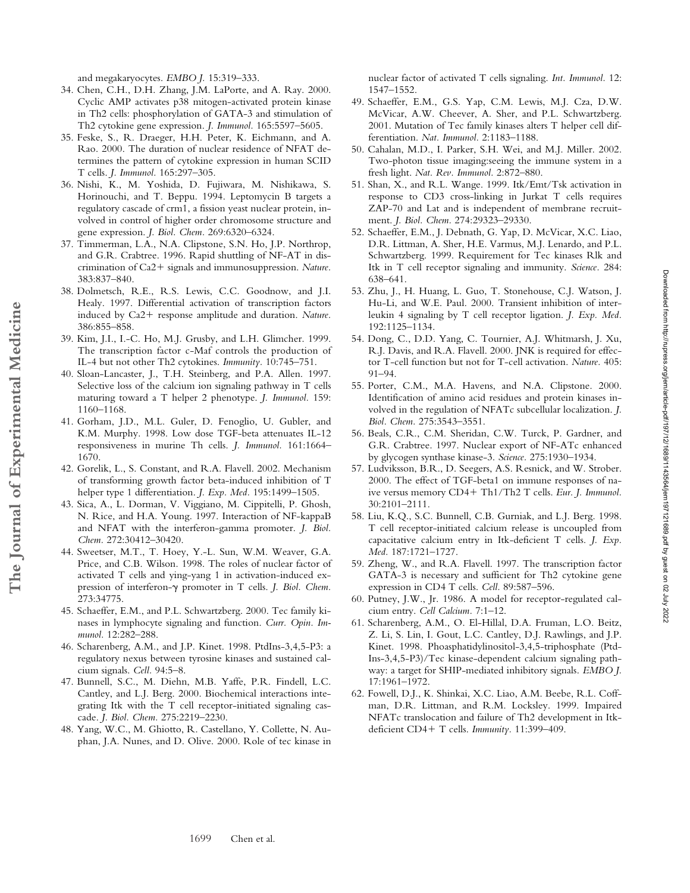and megakaryocytes. *EMBO J.* 15:319–333.

34. Chen, C.H., D.H. Zhang, J.M. LaPorte, and A. Ray. 2000. Cyclic AMP activates p38 mitogen-activated protein kinase in Th2 cells: phosphorylation of GATA-3 and stimulation of Th2 cytokine gene expression. *J. Immunol.* 165:5597–5605.
35. Feske, S., R. Draeger, H.H. Peter, K. Eichmann, and A. Rao. 2000. The duration of nuclear residence of NFAT determines the pattern of cytokine expression in human SCID T cells. *J. Immunol.* 165:297–305.
36. Nishi, K., M. Yoshida, D. Fujiwara, M. Nishikawa, S. Horinouchi, and T. Beppu. 1994. Leptomycin B targets a regulatory cascade of crm1, a fission yeast nuclear protein, involved in control of higher order chromosome structure and gene expression. *J. Biol. Chem.* 269:6320–6324.
37. Timmerman, L.A., N.A. Clipstone, S.N. Ho, J.P. Northrop, and G.R. Crabtree. 1996. Rapid shuttling of NF-AT in discrimination of Ca2+ signals and immunosuppression. *Nature.* 383:837–840.
38. Dolmetsch, R.E., R.S. Lewis, C.C. Goodnow, and J.I. Healy. 1997. Differential activation of transcription factors induced by Ca2+ response amplitude and duration. *Nature.* 386:855–858.
39. Kim, J.I., I.-C. Ho, M.J. Grusby, and L.H. Glimcher. 1999. The transcription factor c-Maf controls the production of IL-4 but not other Th2 cytokines. *Immunity.* 10:745–751.
40. Sloan-Lancaster, J., T.H. Steinberg, and P.A. Allen. 1997. Selective loss of the calcium ion signaling pathway in T cells maturing toward a T helper 2 phenotype. *J. Immunol.* 159: 1160–1168.
41. Gorham, J.D., M.L. Guler, D. Fenoglio, U. Gubler, and K.M. Murphy. 1998. Low dose TGF-beta attenuates IL-12 responsiveness in murine Th cells. *J. Immunol.* 161:1664–1670.
42. Gorelik, L., S. Constant, and R.A. Flavell. 2002. Mechanism of transforming growth factor beta-induced inhibition of T helper type 1 differentiation. *J. Exp. Med.* 195:1499–1505.
43. Sica, A., L. Dorman, V. Viggiano, M. Cippitelli, P. Ghosh, N. Rice, and H.A. Young. 1997. Interaction of NF-kappaB and NFAT with the interferon-gamma promoter. *J. Biol. Chem.* 272:30412–30420.
44. Sweetser, M.T., T. Hoey, Y.-L. Sun, W.M. Weaver, G.A. Price, and C.B. Wilson. 1998. The roles of nuclear factor of activated T cells and ying-yang 1 in activation-induced expression of interferon-γ promoter in T cells. *J. Biol. Chem.* 273:34775.
45. Schaeffer, E.M., and P.L. Schwartzberg. 2000. Tec family kinases in lymphocyte signaling and function. *Curr. Opin. Immunol.* 12:282–288.
46. Scharenberg, A.M., and J.P. Kinet. 1998. PtdIns-3,4,5-P3: a regulatory nexus between tyrosine kinases and sustained calcium signals. *Cell.* 94:5–8.
47. Bunnell, S.C., M. Diehn, M.B. Yaffe, P.R. Findell, L.C. Cantley, and L.J. Berg. 2000. Biochemical interactions integrating Itk with the T cell receptor-initiated signaling cascade. *J. Biol. Chem.* 275:2219–2230.
48. Yang, W.C., M. Ghiotto, R. Castellano, Y. Collette, N. Auphan, J.A. Nunes, and D. Olive. 2000. Role of tec kinase in nuclear factor of activated T cells signaling. *Int. Immunol.* 12: 1547–1552.
49. Schaeffer, E.M., G.S. Yap, C.M. Lewis, M.J. Cza, D.W. McVicar, A.W. Cheever, A. Sher, and P.L. Schwartzberg. 2001. Mutation of Tec family kinases alters T helper cell differentiation. *Nat. Immunol.* 2:1183–1188.
50. Cahalan, M.D., I. Parker, S.H. Wei, and M.J. Miller. 2002. Two-photon tissue imaging:seeing the immune system in a fresh light. *Nat. Rev. Immunol.* 2:872–880.
51. Shan, X., and R.L. Wange. 1999. Itk/Emt/Tsk activation in response to CD3 cross-linking in Jurkat T cells requires ZAP-70 and Lat and is independent of membrane recruitment. *J. Biol. Chem.* 274:29323–29330.
52. Schaeffer, E.M., J. Debnath, G. Yap, D. McVicar, X.C. Liao, D.R. Littman, A. Sher, H.E. Varmus, M.J. Lenardo, and P.L. Schwartzberg. 1999. Requirement for Tec kinases Rlk and Itk in T cell receptor signaling and immunity. *Science.* 284: 638–641.
53. Zhu, J., H. Huang, L. Guo, T. Stonehouse, C.J. Watson, J. Hu-Li, and W.E. Paul. 2000. Transient inhibition of interleukin 4 signaling by T cell receptor ligation. *J. Exp. Med.* 192:1125–1134.
54. Dong, C., D.D. Yang, C. Tournier, A.J. Whitmarsh, J. Xu, R.J. Davis, and R.A. Flavell. 2000. JNK is required for effector T-cell function but not for T-cell activation. *Nature.* 405: 91–94.
55. Porter, C.M., M.A. Havens, and N.A. Clipstone. 2000. Identification of amino acid residues and protein kinases involved in the regulation of NFATc subcellular localization. *J. Biol. Chem.* 275:3543–3551.
56. Beals, C.R., C.M. Sheridan, C.W. Turck, P. Gardner, and G.R. Crabtree. 1997. Nuclear export of NF-ATc enhanced by glycogen synthase kinase-3. *Science.* 275:1930–1934.
57. Ludviksson, B.R., D. Seegers, A.S. Resnick, and W. Strober. 2000. The effect of TGF-beta1 on immune responses of naive versus memory CD4+ Th1/Th2 T cells. *Eur. J. Immunol.* 30:2101–2111.
58. Liu, K.Q., S.C. Bunnell, C.B. Gurniak, and L.J. Berg. 1998. T cell receptor-initiated calcium release is uncoupled from capacitative calcium entry in Itk-deficient T cells. *J. Exp. Med.* 187:1721–1727.
59. Zheng, W., and R.A. Flavell. 1997. The transcription factor GATA-3 is necessary and sufficient for Th2 cytokine gene expression in CD4 T cells. *Cell.* 89:587–596.
60. Putney, J.W., Jr. 1986. A model for receptor-regulated calcium entry. *Cell Calcium.* 7:1–12.
61. Scharenberg, A.M., O. El-Hillal, D.A. Fruman, L.O. Beitz, Z. Li, S. Lin, I. Gout, L.C. Cantley, D.J. Rawlings, and J.P. Kinet. 1998. Phosphatidylinositol-3,4,5-triphosphate (PtdIns-3,4,5-P3)/Tec kinase-dependent calcium signaling pathway: a target for SHIP-mediated inhibitory signals. *EMBO J.* 17:1961–1972.
62. Fowell, D.J., K. Shinkai, X.C. Liao, A.M. Beebe, R.L. Coffman, D.R. Littman, and R.M. Locksley. 1999. Impaired NFATc translocation and failure of Th2 development in Itk-deficient CD4+ T cells. *Immunity.* 11:399–409.